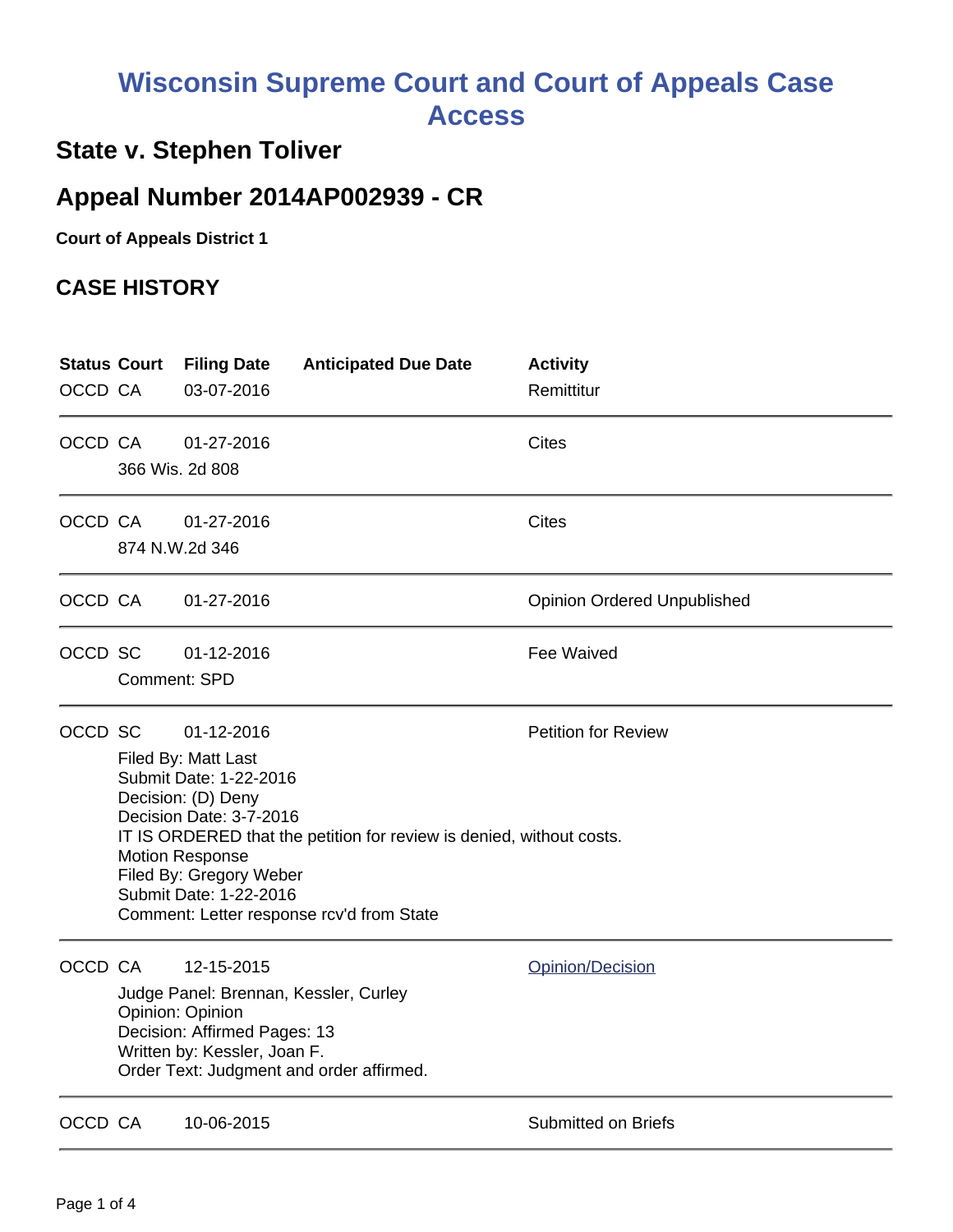# Wisconsin Supreme Court and Court of Appeals Case Access

## State v. Stephen Toliver

## Appeal Number 2014AP002939 - CR

**Court of Appeals District 1**

## CASE HISTORY

| Status | Court | Filing Date | Anticipated Due Date | Activity |
|---|---|---|---|---|
| OCCD | CA | 03-07-2016 | | Remittitur |
| OCCD | CA | 01-27-2016 | | Cites |
| | 366 Wis. 2d 808 | | | |
| OCCD | CA | 01-27-2016 | | Cites |
| | 874 N.W.2d 346 | | | |
| OCCD | CA | 01-27-2016 | | Opinion Ordered Unpublished |
| OCCD | SC | 01-12-2016 | | Fee Waived |
| | Comment: SPD | | | |
| OCCD | SC | 01-12-2016 | | Petition for Review |
| | Filed By: Matt Last<br>Submit Date: 1-22-2016<br>Decision: (D) Deny<br>Decision Date: 3-7-2016<br>IT IS ORDERED that the petition for review is denied, without costs.<br>Motion Response<br>Filed By: Gregory Weber<br>Submit Date: 1-22-2016<br>Comment: Letter response rcv'd from State | | | |
| OCCD | CA | 12-15-2015 | | Opinion/Decision |
| | Judge Panel: Brennan, Kessler, Curley<br>Opinion: Opinion<br>Decision: Affirmed Pages: 13<br>Written by: Kessler, Joan F.<br>Order Text: Judgment and order affirmed. | | | |
| OCCD | CA | 10-06-2015 | | Submitted on Briefs |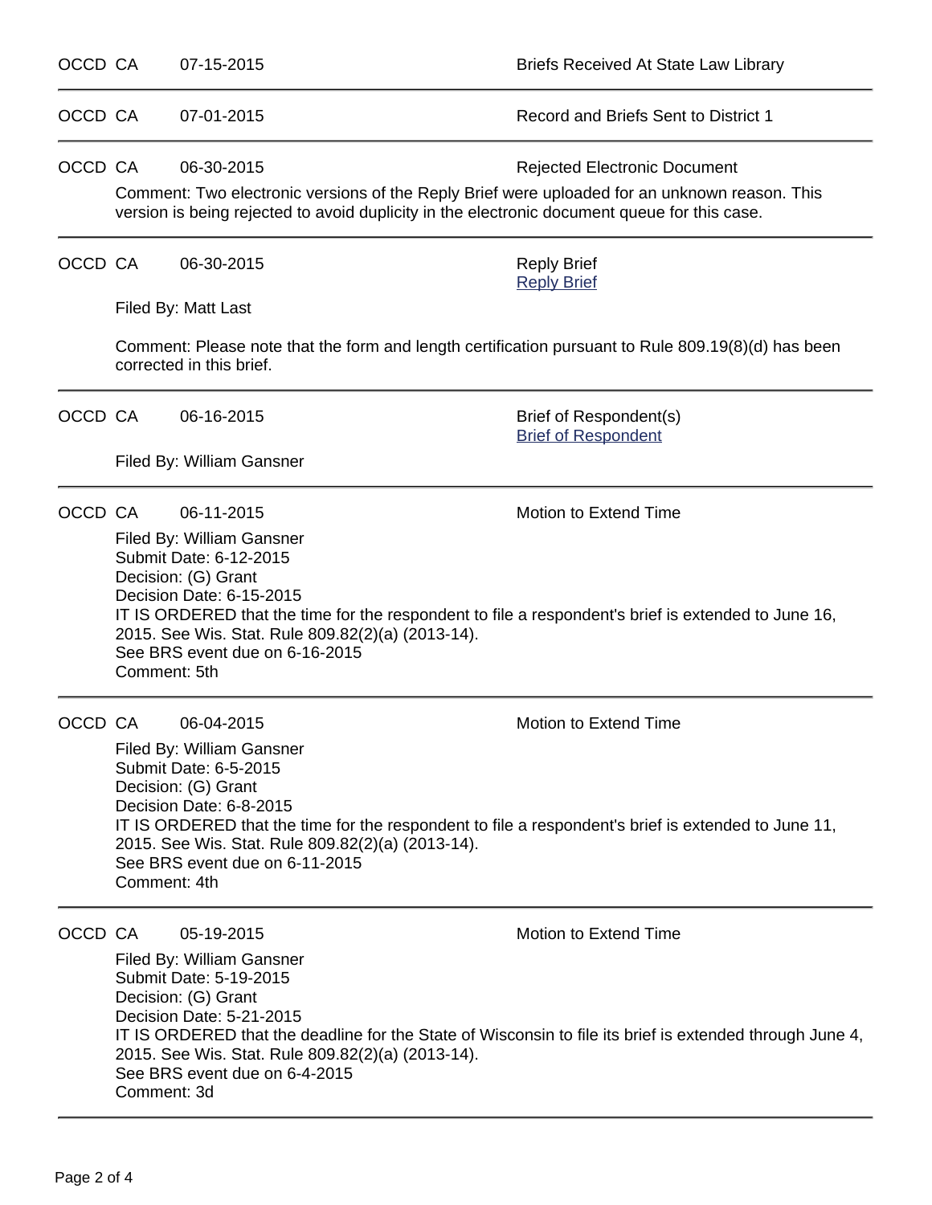OCCD CA 07-15-2015 Briefs Received At State Law Library

---

OCCD CA 07-01-2015 Record and Briefs Sent to District 1

---

OCCD CA 06-30-2015 Rejected Electronic Document

Comment: Two electronic versions of the Reply Brief were uploaded for an unknown reason. This version is being rejected to avoid duplicity in the electronic document queue for this case.

---

OCCD CA 06-30-2015 Reply Brief
Reply Brief

Filed By: Matt Last

Comment: Please note that the form and length certification pursuant to Rule 809.19(8)(d) has been corrected in this brief.

---

OCCD CA 06-16-2015 Brief of Respondent(s)
Brief of Respondent

Filed By: William Gansner

---

OCCD CA 06-11-2015 Motion to Extend Time

Filed By: William Gansner
Submit Date: 6-12-2015
Decision: (G) Grant
Decision Date: 6-15-2015
IT IS ORDERED that the time for the respondent to file a respondent's brief is extended to June 16, 2015. See Wis. Stat. Rule 809.82(2)(a) (2013-14).
See BRS event due on 6-16-2015
Comment: 5th

---

OCCD CA 06-04-2015 Motion to Extend Time

Filed By: William Gansner
Submit Date: 6-5-2015
Decision: (G) Grant
Decision Date: 6-8-2015
IT IS ORDERED that the time for the respondent to file a respondent's brief is extended to June 11, 2015. See Wis. Stat. Rule 809.82(2)(a) (2013-14).
See BRS event due on 6-11-2015
Comment: 4th

---

OCCD CA 05-19-2015 Motion to Extend Time

Filed By: William Gansner
Submit Date: 5-19-2015
Decision: (G) Grant
Decision Date: 5-21-2015
IT IS ORDERED that the deadline for the State of Wisconsin to file its brief is extended through June 4, 2015. See Wis. Stat. Rule 809.82(2)(a) (2013-14).
See BRS event due on 6-4-2015
Comment: 3d

---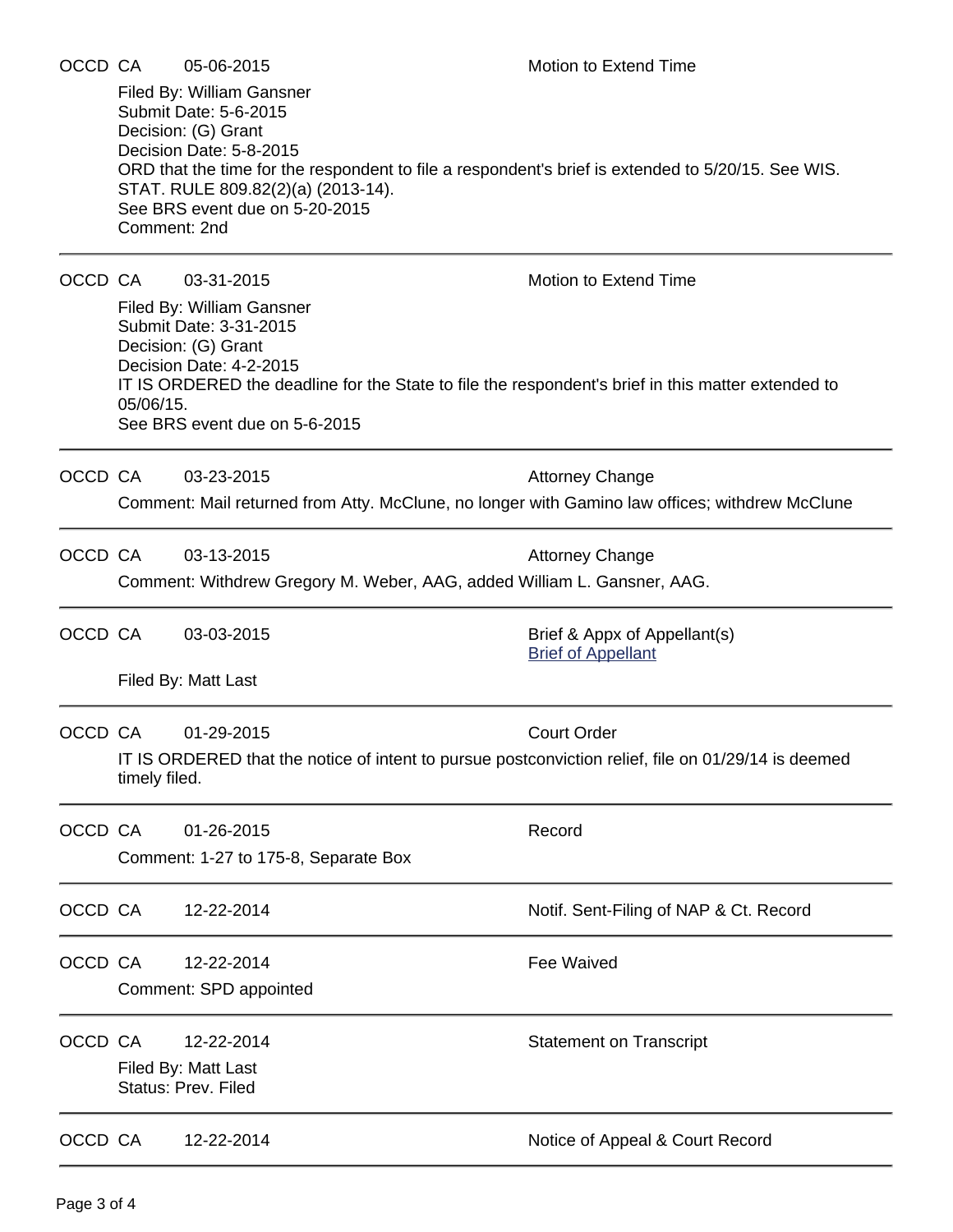OCCD CA 05-06-2015 Motion to Extend Time

Filed By: William Gansner
Submit Date: 5-6-2015
Decision: (G) Grant
Decision Date: 5-8-2015
ORD that the time for the respondent to file a respondent's brief is extended to 5/20/15. See WIS. STAT. RULE 809.82(2)(a) (2013-14).
See BRS event due on 5-20-2015
Comment: 2nd

---

OCCD CA 03-31-2015 Motion to Extend Time

Filed By: William Gansner
Submit Date: 3-31-2015
Decision: (G) Grant
Decision Date: 4-2-2015
IT IS ORDERED the deadline for the State to file the respondent's brief in this matter extended to 05/06/15.
See BRS event due on 5-6-2015

---

OCCD CA 03-23-2015 Attorney Change

Comment: Mail returned from Atty. McClune, no longer with Gamino law offices; withdrew McClune

---

OCCD CA 03-13-2015 Attorney Change

Comment: Withdrew Gregory M. Weber, AAG, added William L. Gansner, AAG.

---

OCCD CA 03-03-2015 Brief & Appx of Appellant(s)
Brief of Appellant

Filed By: Matt Last

---

OCCD CA 01-29-2015 Court Order

IT IS ORDERED that the notice of intent to pursue postconviction relief, file on 01/29/14 is deemed timely filed.

---

OCCD CA 01-26-2015 Record

Comment: 1-27 to 175-8, Separate Box

---

OCCD CA 12-22-2014 Notif. Sent-Filing of NAP & Ct. Record

---

OCCD CA 12-22-2014 Fee Waived

Comment: SPD appointed

---

OCCD CA 12-22-2014 Statement on Transcript

Filed By: Matt Last
Status: Prev. Filed

---

OCCD CA 12-22-2014 Notice of Appeal & Court Record

---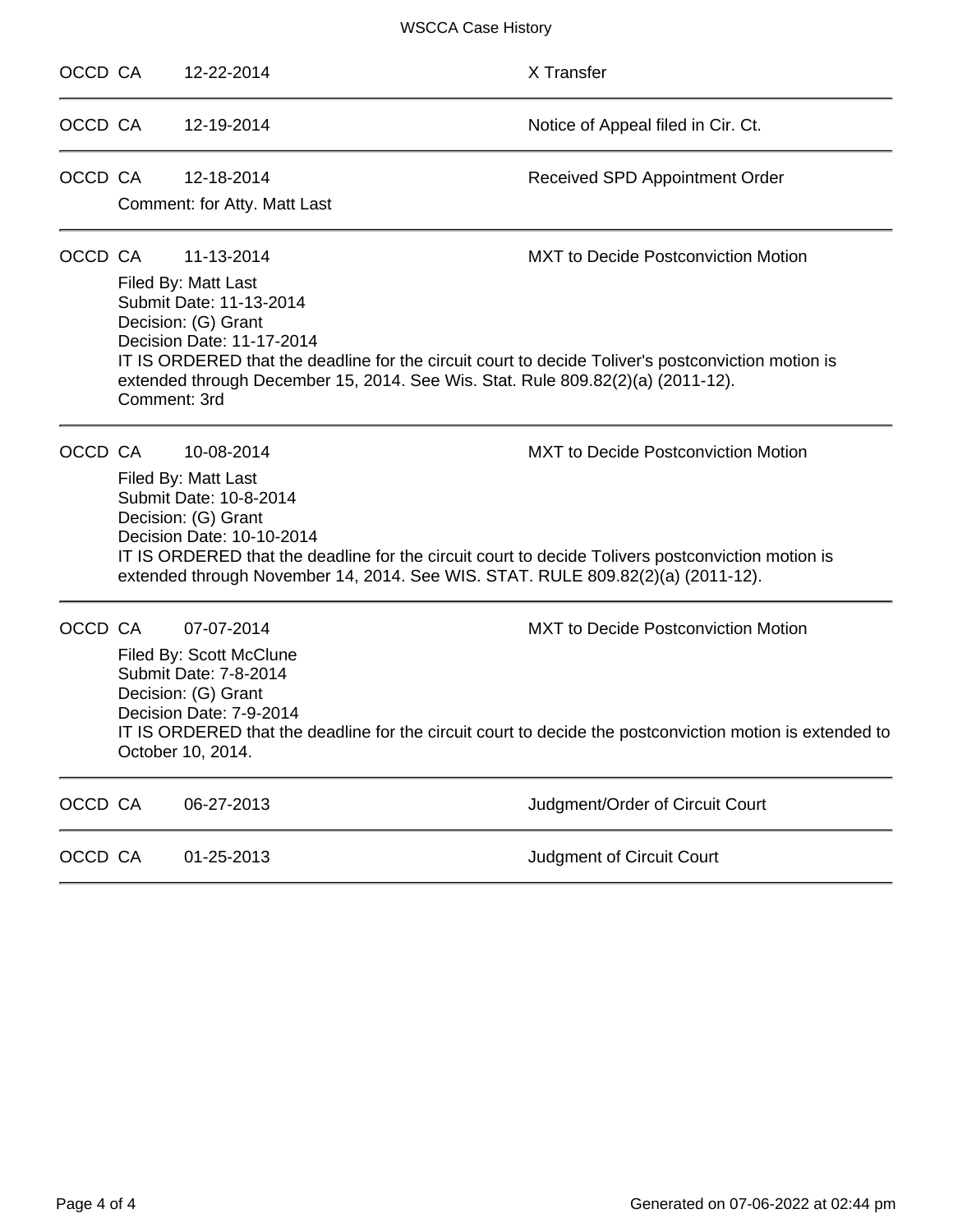| | | | |
|---|---|---|---|
| OCCD | CA | 12-22-2014 | X Transfer |
| OCCD | CA | 12-19-2014 | Notice of Appeal filed in Cir. Ct. |
| OCCD | CA | 12-18-2014 | Received SPD Appointment Order |

Comment: for Atty. Matt Last

| | | | |
|---|---|---|---|
| OCCD | CA | 11-13-2014 | MXT to Decide Postconviction Motion |

Filed By: Matt Last
Submit Date: 11-13-2014
Decision: (G) Grant
Decision Date: 11-17-2014
IT IS ORDERED that the deadline for the circuit court to decide Toliver's postconviction motion is extended through December 15, 2014. See Wis. Stat. Rule 809.82(2)(a) (2011-12).
Comment: 3rd

| | | | |
|---|---|---|---|
| OCCD | CA | 10-08-2014 | MXT to Decide Postconviction Motion |

Filed By: Matt Last
Submit Date: 10-8-2014
Decision: (G) Grant
Decision Date: 10-10-2014
IT IS ORDERED that the deadline for the circuit court to decide Tolivers postconviction motion is extended through November 14, 2014. See WIS. STAT. RULE 809.82(2)(a) (2011-12).

| | | | |
|---|---|---|---|
| OCCD | CA | 07-07-2014 | MXT to Decide Postconviction Motion |

Filed By: Scott McClune
Submit Date: 7-8-2014
Decision: (G) Grant
Decision Date: 7-9-2014
IT IS ORDERED that the deadline for the circuit court to decide the postconviction motion is extended to October 10, 2014.

| | | | |
|---|---|---|---|
| OCCD | CA | 06-27-2013 | Judgment/Order of Circuit Court |
| OCCD | CA | 01-25-2013 | Judgment of Circuit Court |